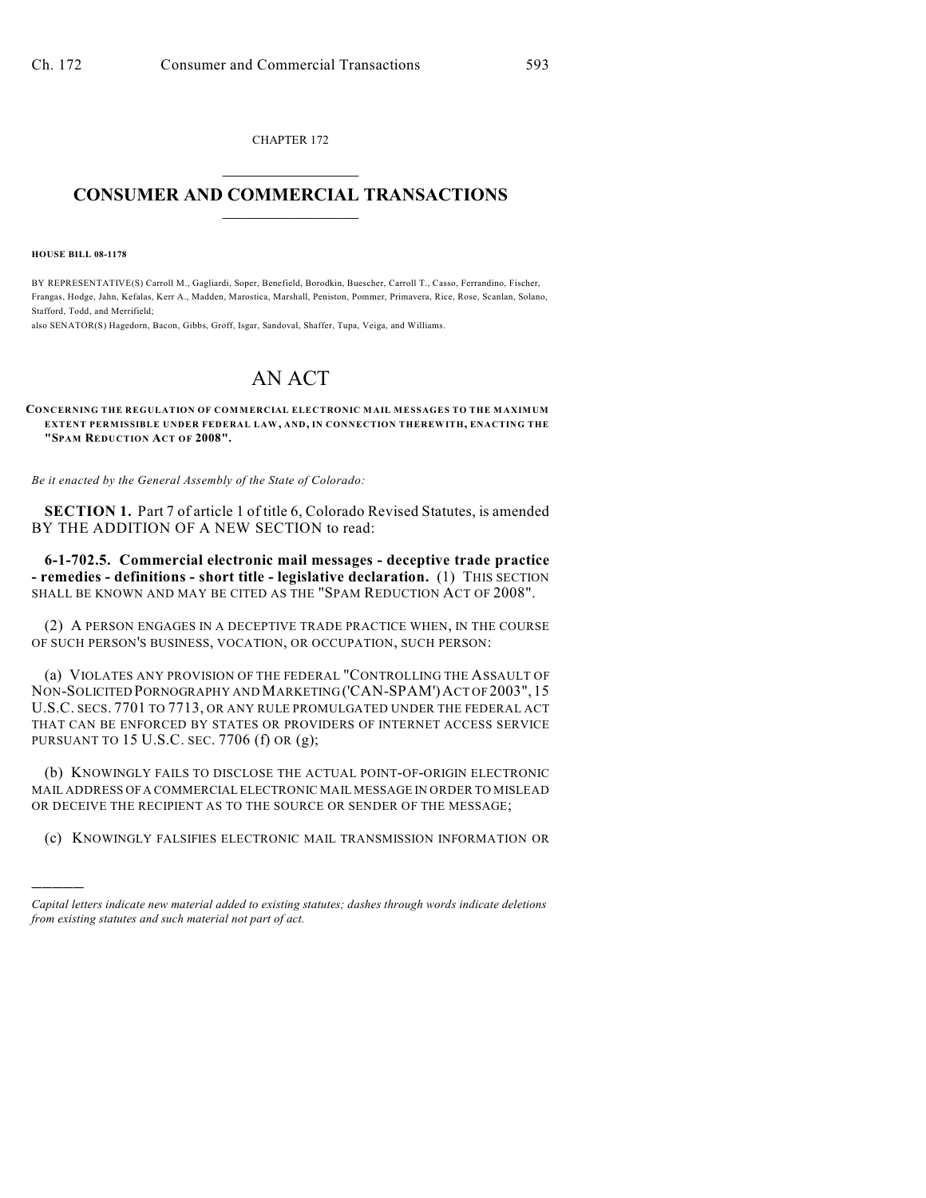CHAPTER 172

# CONSUMER AND COMMERCIAL TRANSACTIONS

**HOUSE BILL 08-1178**

BY REPRESENTATIVE(S) Carroll M., Gagliardi, Soper, Benefield, Borodkin, Buescher, Carroll T., Casso, Ferrandino, Fischer, Frangas, Hodge, Jahn, Kefalas, Kerr A., Madden, Marostica, Marshall, Peniston, Pommer, Primavera, Rice, Rose, Scanlan, Solano, Stafford, Todd, and Merrifield;
also SENATOR(S) Hagedorn, Bacon, Gibbs, Groff, Isgar, Sandoval, Shaffer, Tupa, Veiga, and Williams.

# AN ACT

**CONCERNING THE REGULATION OF COMMERCIAL ELECTRONIC MAIL MESSAGES TO THE MAXIMUM EXTENT PERMISSIBLE UNDER FEDERAL LAW, AND, IN CONNECTION THEREWITH, ENACTING THE "SPAM REDUCTION ACT OF 2008".**

*Be it enacted by the General Assembly of the State of Colorado:*

**SECTION 1.** Part 7 of article 1 of title 6, Colorado Revised Statutes, is amended BY THE ADDITION OF A NEW SECTION to read:

**6-1-702.5. Commercial electronic mail messages - deceptive trade practice - remedies - definitions - short title - legislative declaration.** (1) THIS SECTION SHALL BE KNOWN AND MAY BE CITED AS THE "SPAM REDUCTION ACT OF 2008".

(2) A PERSON ENGAGES IN A DECEPTIVE TRADE PRACTICE WHEN, IN THE COURSE OF SUCH PERSON'S BUSINESS, VOCATION, OR OCCUPATION, SUCH PERSON:

(a) VIOLATES ANY PROVISION OF THE FEDERAL "CONTROLLING THE ASSAULT OF NON-SOLICITED PORNOGRAPHY AND MARKETING ('CAN-SPAM') ACT OF 2003", 15 U.S.C. SECS. 7701 TO 7713, OR ANY RULE PROMULGATED UNDER THE FEDERAL ACT THAT CAN BE ENFORCED BY STATES OR PROVIDERS OF INTERNET ACCESS SERVICE PURSUANT TO 15 U.S.C. SEC. 7706 (f) OR (g);

(b) KNOWINGLY FAILS TO DISCLOSE THE ACTUAL POINT-OF-ORIGIN ELECTRONIC MAIL ADDRESS OF A COMMERCIAL ELECTRONIC MAIL MESSAGE IN ORDER TO MISLEAD OR DECEIVE THE RECIPIENT AS TO THE SOURCE OR SENDER OF THE MESSAGE;

(c) KNOWINGLY FALSIFIES ELECTRONIC MAIL TRANSMISSION INFORMATION OR

---

*Capital letters indicate new material added to existing statutes; dashes through words indicate deletions from existing statutes and such material not part of act.*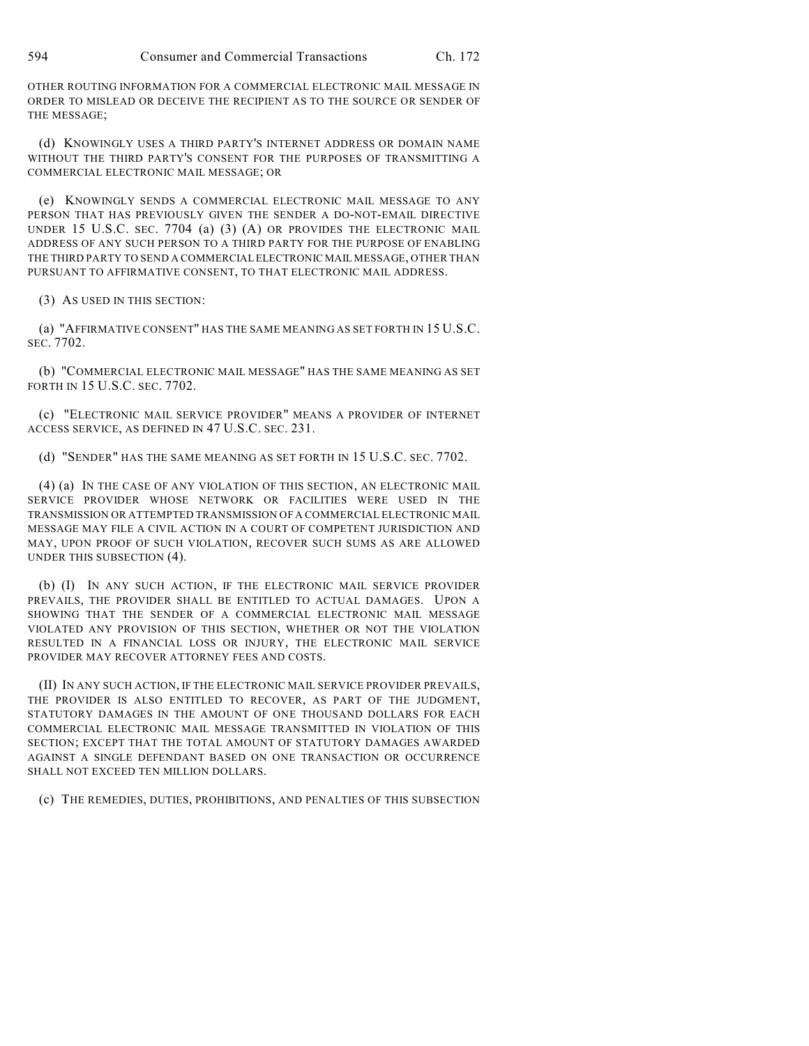OTHER ROUTING INFORMATION FOR A COMMERCIAL ELECTRONIC MAIL MESSAGE IN ORDER TO MISLEAD OR DECEIVE THE RECIPIENT AS TO THE SOURCE OR SENDER OF THE MESSAGE;

(d) KNOWINGLY USES A THIRD PARTY'S INTERNET ADDRESS OR DOMAIN NAME WITHOUT THE THIRD PARTY'S CONSENT FOR THE PURPOSES OF TRANSMITTING A COMMERCIAL ELECTRONIC MAIL MESSAGE; OR

(e) KNOWINGLY SENDS A COMMERCIAL ELECTRONIC MAIL MESSAGE TO ANY PERSON THAT HAS PREVIOUSLY GIVEN THE SENDER A DO-NOT-EMAIL DIRECTIVE UNDER 15 U.S.C. SEC. 7704 (a) (3) (A) OR PROVIDES THE ELECTRONIC MAIL ADDRESS OF ANY SUCH PERSON TO A THIRD PARTY FOR THE PURPOSE OF ENABLING THE THIRD PARTY TO SEND A COMMERCIAL ELECTRONIC MAIL MESSAGE, OTHER THAN PURSUANT TO AFFIRMATIVE CONSENT, TO THAT ELECTRONIC MAIL ADDRESS.

(3) AS USED IN THIS SECTION:

(a) "AFFIRMATIVE CONSENT" HAS THE SAME MEANING AS SET FORTH IN 15 U.S.C. SEC. 7702.

(b) "COMMERCIAL ELECTRONIC MAIL MESSAGE" HAS THE SAME MEANING AS SET FORTH IN 15 U.S.C. SEC. 7702.

(c) "ELECTRONIC MAIL SERVICE PROVIDER" MEANS A PROVIDER OF INTERNET ACCESS SERVICE, AS DEFINED IN 47 U.S.C. SEC. 231.

(d) "SENDER" HAS THE SAME MEANING AS SET FORTH IN 15 U.S.C. SEC. 7702.

(4) (a) IN THE CASE OF ANY VIOLATION OF THIS SECTION, AN ELECTRONIC MAIL SERVICE PROVIDER WHOSE NETWORK OR FACILITIES WERE USED IN THE TRANSMISSION OR ATTEMPTED TRANSMISSION OF A COMMERCIAL ELECTRONIC MAIL MESSAGE MAY FILE A CIVIL ACTION IN A COURT OF COMPETENT JURISDICTION AND MAY, UPON PROOF OF SUCH VIOLATION, RECOVER SUCH SUMS AS ARE ALLOWED UNDER THIS SUBSECTION (4).

(b) (I) IN ANY SUCH ACTION, IF THE ELECTRONIC MAIL SERVICE PROVIDER PREVAILS, THE PROVIDER SHALL BE ENTITLED TO ACTUAL DAMAGES. UPON A SHOWING THAT THE SENDER OF A COMMERCIAL ELECTRONIC MAIL MESSAGE VIOLATED ANY PROVISION OF THIS SECTION, WHETHER OR NOT THE VIOLATION RESULTED IN A FINANCIAL LOSS OR INJURY, THE ELECTRONIC MAIL SERVICE PROVIDER MAY RECOVER ATTORNEY FEES AND COSTS.

(II) IN ANY SUCH ACTION, IF THE ELECTRONIC MAIL SERVICE PROVIDER PREVAILS, THE PROVIDER IS ALSO ENTITLED TO RECOVER, AS PART OF THE JUDGMENT, STATUTORY DAMAGES IN THE AMOUNT OF ONE THOUSAND DOLLARS FOR EACH COMMERCIAL ELECTRONIC MAIL MESSAGE TRANSMITTED IN VIOLATION OF THIS SECTION; EXCEPT THAT THE TOTAL AMOUNT OF STATUTORY DAMAGES AWARDED AGAINST A SINGLE DEFENDANT BASED ON ONE TRANSACTION OR OCCURRENCE SHALL NOT EXCEED TEN MILLION DOLLARS.

(c) THE REMEDIES, DUTIES, PROHIBITIONS, AND PENALTIES OF THIS SUBSECTION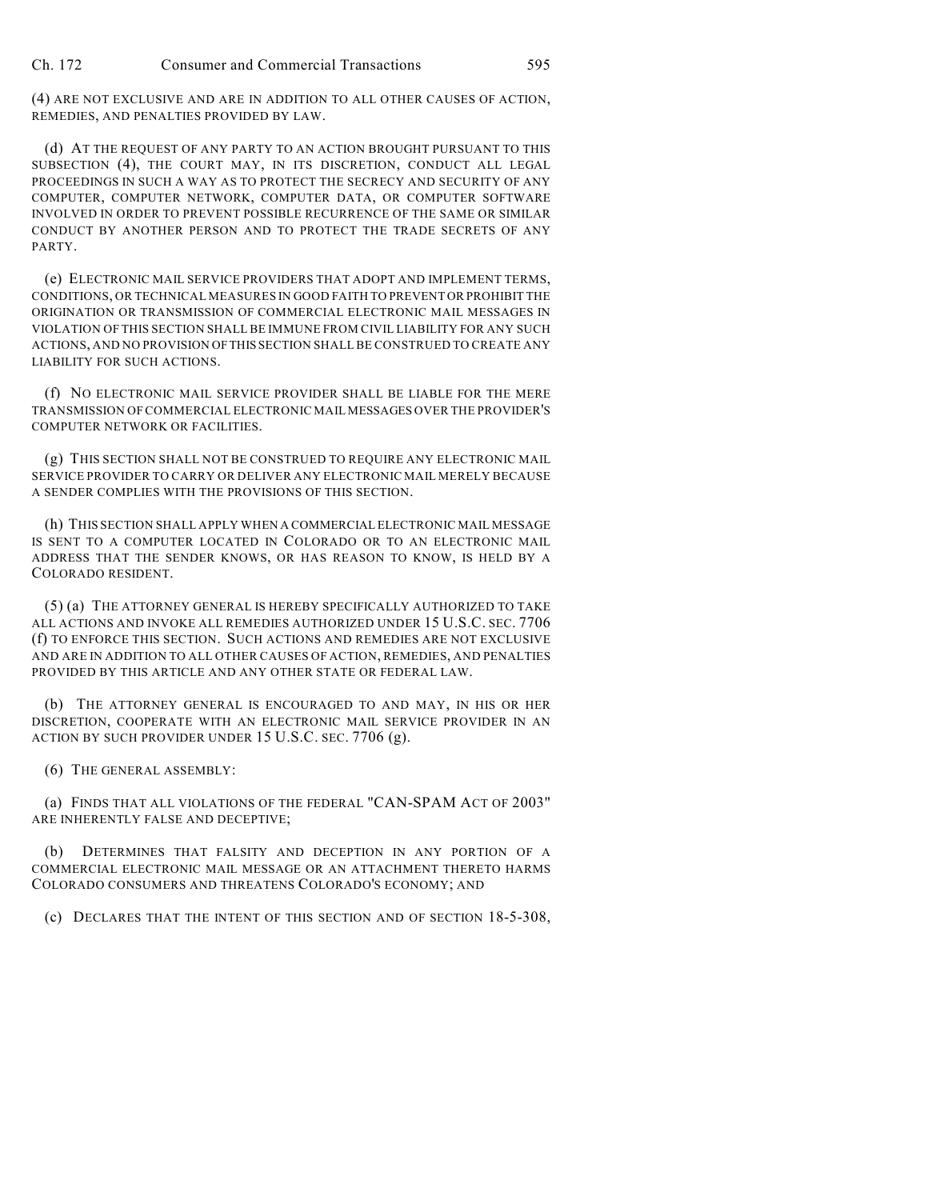(4) ARE NOT EXCLUSIVE AND ARE IN ADDITION TO ALL OTHER CAUSES OF ACTION, REMEDIES, AND PENALTIES PROVIDED BY LAW.

(d) AT THE REQUEST OF ANY PARTY TO AN ACTION BROUGHT PURSUANT TO THIS SUBSECTION (4), THE COURT MAY, IN ITS DISCRETION, CONDUCT ALL LEGAL PROCEEDINGS IN SUCH A WAY AS TO PROTECT THE SECRECY AND SECURITY OF ANY COMPUTER, COMPUTER NETWORK, COMPUTER DATA, OR COMPUTER SOFTWARE INVOLVED IN ORDER TO PREVENT POSSIBLE RECURRENCE OF THE SAME OR SIMILAR CONDUCT BY ANOTHER PERSON AND TO PROTECT THE TRADE SECRETS OF ANY PARTY.

(e) ELECTRONIC MAIL SERVICE PROVIDERS THAT ADOPT AND IMPLEMENT TERMS, CONDITIONS, OR TECHNICAL MEASURES IN GOOD FAITH TO PREVENT OR PROHIBIT THE ORIGINATION OR TRANSMISSION OF COMMERCIAL ELECTRONIC MAIL MESSAGES IN VIOLATION OF THIS SECTION SHALL BE IMMUNE FROM CIVIL LIABILITY FOR ANY SUCH ACTIONS, AND NO PROVISION OF THIS SECTION SHALL BE CONSTRUED TO CREATE ANY LIABILITY FOR SUCH ACTIONS.

(f) NO ELECTRONIC MAIL SERVICE PROVIDER SHALL BE LIABLE FOR THE MERE TRANSMISSION OF COMMERCIAL ELECTRONIC MAIL MESSAGES OVER THE PROVIDER'S COMPUTER NETWORK OR FACILITIES.

(g) THIS SECTION SHALL NOT BE CONSTRUED TO REQUIRE ANY ELECTRONIC MAIL SERVICE PROVIDER TO CARRY OR DELIVER ANY ELECTRONIC MAIL MERELY BECAUSE A SENDER COMPLIES WITH THE PROVISIONS OF THIS SECTION.

(h) THIS SECTION SHALL APPLY WHEN A COMMERCIAL ELECTRONIC MAIL MESSAGE IS SENT TO A COMPUTER LOCATED IN COLORADO OR TO AN ELECTRONIC MAIL ADDRESS THAT THE SENDER KNOWS, OR HAS REASON TO KNOW, IS HELD BY A COLORADO RESIDENT.

(5) (a) THE ATTORNEY GENERAL IS HEREBY SPECIFICALLY AUTHORIZED TO TAKE ALL ACTIONS AND INVOKE ALL REMEDIES AUTHORIZED UNDER 15 U.S.C. SEC. 7706 (f) TO ENFORCE THIS SECTION. SUCH ACTIONS AND REMEDIES ARE NOT EXCLUSIVE AND ARE IN ADDITION TO ALL OTHER CAUSES OF ACTION, REMEDIES, AND PENALTIES PROVIDED BY THIS ARTICLE AND ANY OTHER STATE OR FEDERAL LAW.

(b) THE ATTORNEY GENERAL IS ENCOURAGED TO AND MAY, IN HIS OR HER DISCRETION, COOPERATE WITH AN ELECTRONIC MAIL SERVICE PROVIDER IN AN ACTION BY SUCH PROVIDER UNDER 15 U.S.C. SEC. 7706 (g).

(6) THE GENERAL ASSEMBLY:

(a) FINDS THAT ALL VIOLATIONS OF THE FEDERAL "CAN-SPAM ACT OF 2003" ARE INHERENTLY FALSE AND DECEPTIVE;

(b) DETERMINES THAT FALSITY AND DECEPTION IN ANY PORTION OF A COMMERCIAL ELECTRONIC MAIL MESSAGE OR AN ATTACHMENT THERETO HARMS COLORADO CONSUMERS AND THREATENS COLORADO'S ECONOMY; AND

(c) DECLARES THAT THE INTENT OF THIS SECTION AND OF SECTION 18-5-308,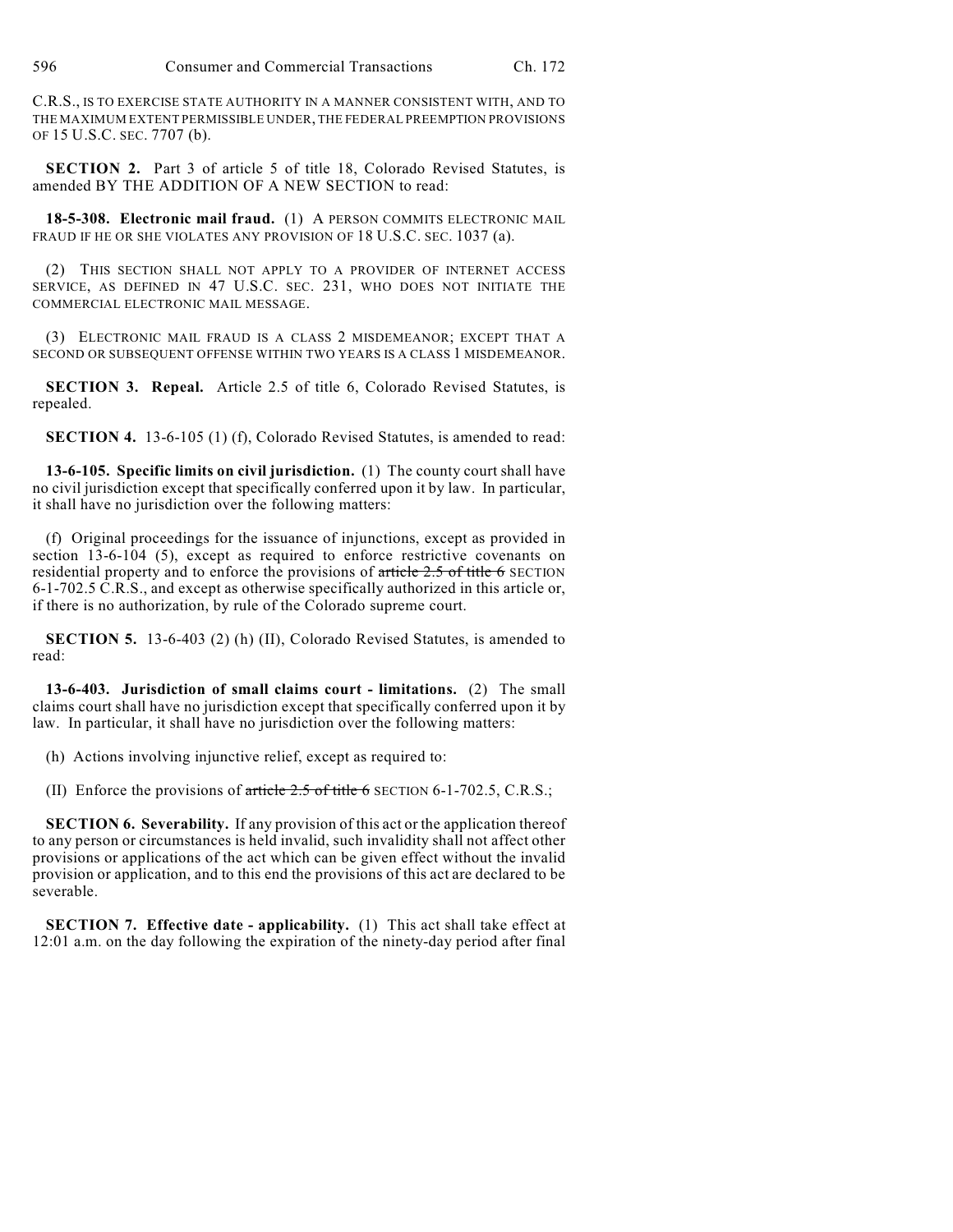C.R.S., IS TO EXERCISE STATE AUTHORITY IN A MANNER CONSISTENT WITH, AND TO THE MAXIMUM EXTENT PERMISSIBLE UNDER, THE FEDERAL PREEMPTION PROVISIONS OF 15 U.S.C. SEC. 7707 (b).

**SECTION 2.** Part 3 of article 5 of title 18, Colorado Revised Statutes, is amended BY THE ADDITION OF A NEW SECTION to read:

**18-5-308. Electronic mail fraud.** (1) A PERSON COMMITS ELECTRONIC MAIL FRAUD IF HE OR SHE VIOLATES ANY PROVISION OF 18 U.S.C. SEC. 1037 (a).

(2) THIS SECTION SHALL NOT APPLY TO A PROVIDER OF INTERNET ACCESS SERVICE, AS DEFINED IN 47 U.S.C. SEC. 231, WHO DOES NOT INITIATE THE COMMERCIAL ELECTRONIC MAIL MESSAGE.

(3) ELECTRONIC MAIL FRAUD IS A CLASS 2 MISDEMEANOR; EXCEPT THAT A SECOND OR SUBSEQUENT OFFENSE WITHIN TWO YEARS IS A CLASS 1 MISDEMEANOR.

**SECTION 3. Repeal.** Article 2.5 of title 6, Colorado Revised Statutes, is repealed.

**SECTION 4.** 13-6-105 (1) (f), Colorado Revised Statutes, is amended to read:

**13-6-105. Specific limits on civil jurisdiction.** (1) The county court shall have no civil jurisdiction except that specifically conferred upon it by law. In particular, it shall have no jurisdiction over the following matters:

(f) Original proceedings for the issuance of injunctions, except as provided in section 13-6-104 (5), except as required to enforce restrictive covenants on residential property and to enforce the provisions of ~~article 2.5 of title 6~~ SECTION 6-1-702.5 C.R.S., and except as otherwise specifically authorized in this article or, if there is no authorization, by rule of the Colorado supreme court.

**SECTION 5.** 13-6-403 (2) (h) (II), Colorado Revised Statutes, is amended to read:

**13-6-403. Jurisdiction of small claims court - limitations.** (2) The small claims court shall have no jurisdiction except that specifically conferred upon it by law. In particular, it shall have no jurisdiction over the following matters:

(h) Actions involving injunctive relief, except as required to:

(II) Enforce the provisions of ~~article 2.5 of title 6~~ SECTION 6-1-702.5, C.R.S.;

**SECTION 6. Severability.** If any provision of this act or the application thereof to any person or circumstances is held invalid, such invalidity shall not affect other provisions or applications of the act which can be given effect without the invalid provision or application, and to this end the provisions of this act are declared to be severable.

**SECTION 7. Effective date - applicability.** (1) This act shall take effect at 12:01 a.m. on the day following the expiration of the ninety-day period after final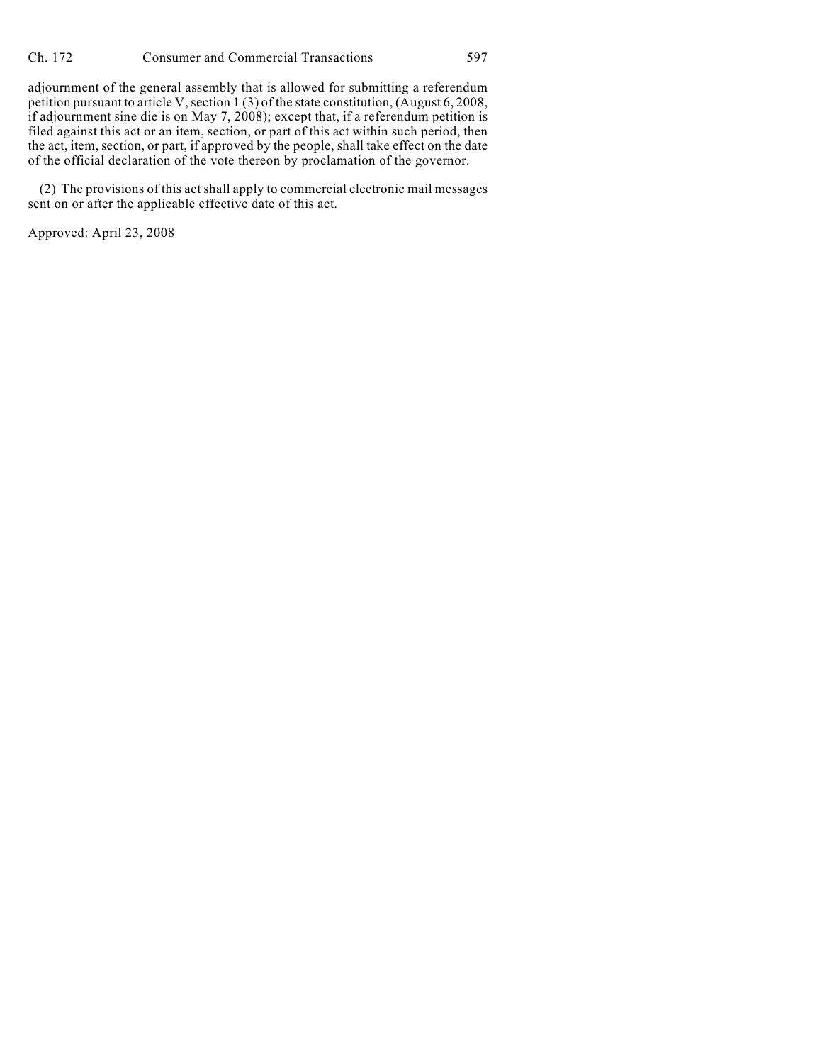adjournment of the general assembly that is allowed for submitting a referendum petition pursuant to article V, section 1 (3) of the state constitution, (August 6, 2008, if adjournment sine die is on May 7, 2008); except that, if a referendum petition is filed against this act or an item, section, or part of this act within such period, then the act, item, section, or part, if approved by the people, shall take effect on the date of the official declaration of the vote thereon by proclamation of the governor.

(2) The provisions of this act shall apply to commercial electronic mail messages sent on or after the applicable effective date of this act.

Approved: April 23, 2008